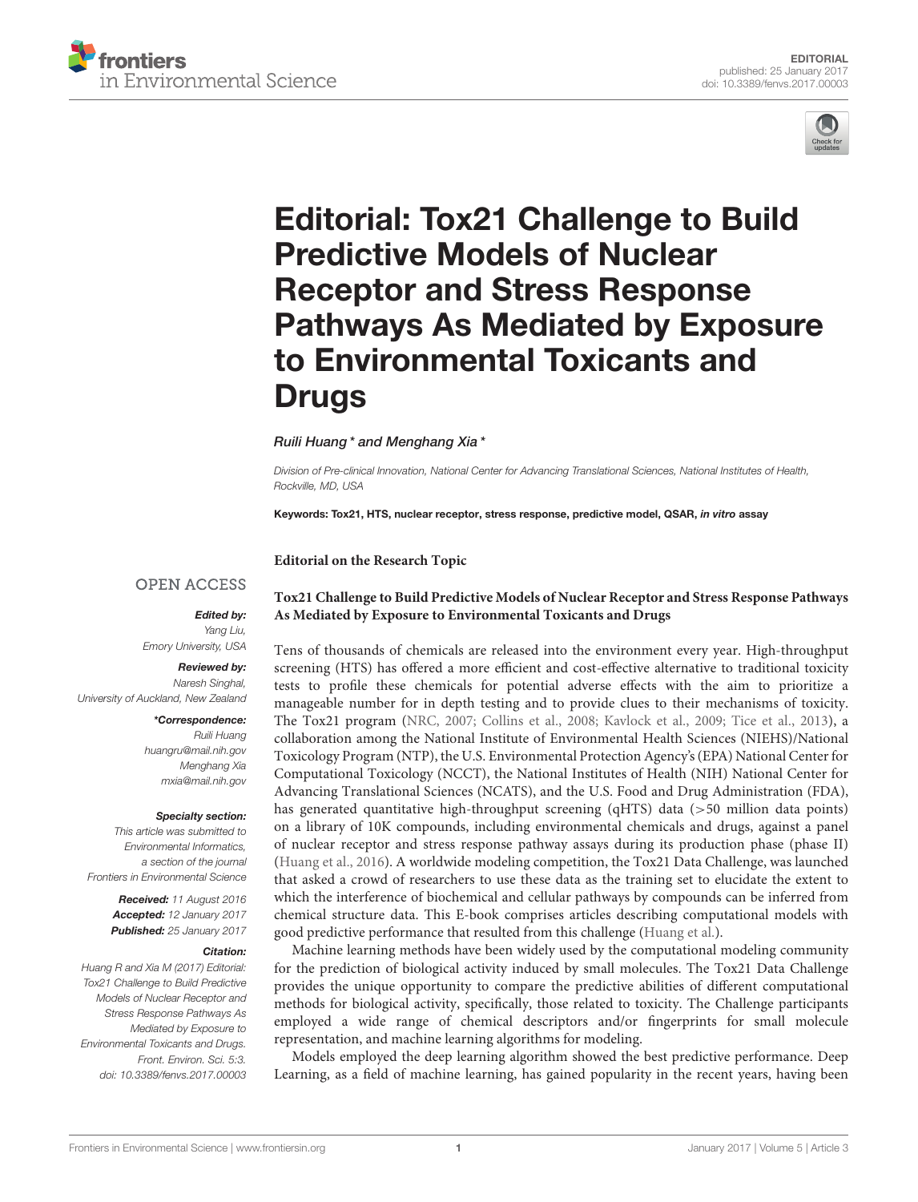EDITORIAL
published: 25 January 2017
doi: 10.3389/fenvs.2017.00003

# Editorial: Tox21 Challenge to Build Predictive Models of Nuclear Receptor and Stress Response Pathways As Mediated by Exposure to Environmental Toxicants and Drugs

*Ruili Huang* and Menghang Xia**

*Division of Pre-clinical Innovation, National Center for Advancing Translational Sciences, National Institutes of Health, Rockville, MD, USA*

**Keywords:** Tox21, HTS, nuclear receptor, stress response, predictive model, QSAR, *in vitro* assay

OPEN ACCESS

***Edited by:***
Yang Liu,
Emory University, USA

***Reviewed by:***
Naresh Singhal,
University of Auckland, New Zealand

***\*Correspondence:***
Ruili Huang
huangru@mail.nih.gov
Menghang Xia
mxia@mail.nih.gov

***Specialty section:***
This article was submitted to Environmental Informatics, a section of the journal Frontiers in Environmental Science

***Received:*** 11 August 2016
***Accepted:*** 12 January 2017
***Published:*** 25 January 2017

***Citation:***
Huang R and Xia M (2017) Editorial: Tox21 Challenge to Build Predictive Models of Nuclear Receptor and Stress Response Pathways As Mediated by Exposure to Environmental Toxicants and Drugs. Front. Environ. Sci. 5:3. doi: 10.3389/fenvs.2017.00003

**Editorial on the Research Topic**

**Tox21 Challenge to Build Predictive Models of Nuclear Receptor and Stress Response Pathways As Mediated by Exposure to Environmental Toxicants and Drugs**

Tens of thousands of chemicals are released into the environment every year. High-throughput screening (HTS) has offered a more efficient and cost-effective alternative to traditional toxicity tests to profile these chemicals for potential adverse effects with the aim to prioritize a manageable number for in depth testing and to provide clues to their mechanisms of toxicity. The Tox21 program (NRC, 2007; Collins et al., 2008; Kavlock et al., 2009; Tice et al., 2013), a collaboration among the National Institute of Environmental Health Sciences (NIEHS)/National Toxicology Program (NTP), the U.S. Environmental Protection Agency's (EPA) National Center for Computational Toxicology (NCCT), the National Institutes of Health (NIH) National Center for Advancing Translational Sciences (NCATS), and the U.S. Food and Drug Administration (FDA), has generated quantitative high-throughput screening (qHTS) data (>50 million data points) on a library of 10K compounds, including environmental chemicals and drugs, against a panel of nuclear receptor and stress response pathway assays during its production phase (phase II) (Huang et al., 2016). A worldwide modeling competition, the Tox21 Data Challenge, was launched that asked a crowd of researchers to use these data as the training set to elucidate the extent to which the interference of biochemical and cellular pathways by compounds can be inferred from chemical structure data. This E-book comprises articles describing computational models with good predictive performance that resulted from this challenge (Huang et al.).

Machine learning methods have been widely used by the computational modeling community for the prediction of biological activity induced by small molecules. The Tox21 Data Challenge provides the unique opportunity to compare the predictive abilities of different computational methods for biological activity, specifically, those related to toxicity. The Challenge participants employed a wide range of chemical descriptors and/or fingerprints for small molecule representation, and machine learning algorithms for modeling.

Models employed the deep learning algorithm showed the best predictive performance. Deep Learning, as a field of machine learning, has gained popularity in the recent years, having been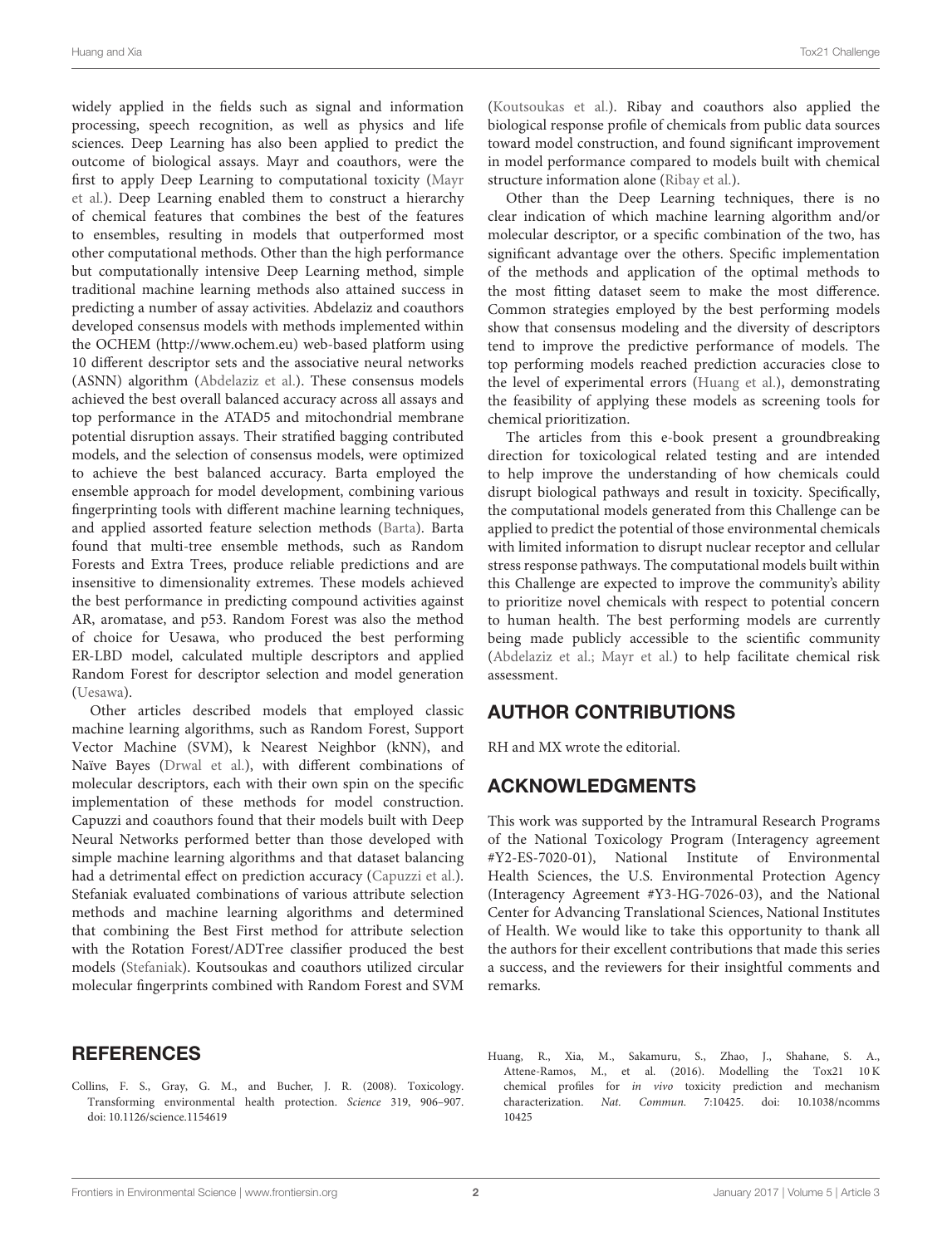widely applied in the fields such as signal and information processing, speech recognition, as well as physics and life sciences. Deep Learning has also been applied to predict the outcome of biological assays. Mayr and coauthors, were the first to apply Deep Learning to computational toxicity (Mayr et al.). Deep Learning enabled them to construct a hierarchy of chemical features that combines the best of the features to ensembles, resulting in models that outperformed most other computational methods. Other than the high performance but computationally intensive Deep Learning method, simple traditional machine learning methods also attained success in predicting a number of assay activities. Abdelaziz and coauthors developed consensus models with methods implemented within the OCHEM (http://www.ochem.eu) web-based platform using 10 different descriptor sets and the associative neural networks (ASNN) algorithm (Abdelaziz et al.). These consensus models achieved the best overall balanced accuracy across all assays and top performance in the ATAD5 and mitochondrial membrane potential disruption assays. Their stratified bagging contributed models, and the selection of consensus models, were optimized to achieve the best balanced accuracy. Barta employed the ensemble approach for model development, combining various fingerprinting tools with different machine learning techniques, and applied assorted feature selection methods (Barta). Barta found that multi-tree ensemble methods, such as Random Forests and Extra Trees, produce reliable predictions and are insensitive to dimensionality extremes. These models achieved the best performance in predicting compound activities against AR, aromatase, and p53. Random Forest was also the method of choice for Uesawa, who produced the best performing ER-LBD model, calculated multiple descriptors and applied Random Forest for descriptor selection and model generation (Uesawa).

Other articles described models that employed classic machine learning algorithms, such as Random Forest, Support Vector Machine (SVM), k Nearest Neighbor (kNN), and Naïve Bayes (Drwal et al.), with different combinations of molecular descriptors, each with their own spin on the specific implementation of these methods for model construction. Capuzzi and coauthors found that their models built with Deep Neural Networks performed better than those developed with simple machine learning algorithms and that dataset balancing had a detrimental effect on prediction accuracy (Capuzzi et al.). Stefaniak evaluated combinations of various attribute selection methods and machine learning algorithms and determined that combining the Best First method for attribute selection with the Rotation Forest/ADTree classifier produced the best models (Stefaniak). Koutsoukas and coauthors utilized circular molecular fingerprints combined with Random Forest and SVM (Koutsoukas et al.). Ribay and coauthors also applied the biological response profile of chemicals from public data sources toward model construction, and found significant improvement in model performance compared to models built with chemical structure information alone (Ribay et al.).

Other than the Deep Learning techniques, there is no clear indication of which machine learning algorithm and/or molecular descriptor, or a specific combination of the two, has significant advantage over the others. Specific implementation of the methods and application of the optimal methods to the most fitting dataset seem to make the most difference. Common strategies employed by the best performing models show that consensus modeling and the diversity of descriptors tend to improve the predictive performance of models. The top performing models reached prediction accuracies close to the level of experimental errors (Huang et al.), demonstrating the feasibility of applying these models as screening tools for chemical prioritization.

The articles from this e-book present a groundbreaking direction for toxicological related testing and are intended to help improve the understanding of how chemicals could disrupt biological pathways and result in toxicity. Specifically, the computational models generated from this Challenge can be applied to predict the potential of those environmental chemicals with limited information to disrupt nuclear receptor and cellular stress response pathways. The computational models built within this Challenge are expected to improve the community's ability to prioritize novel chemicals with respect to potential concern to human health. The best performing models are currently being made publicly accessible to the scientific community (Abdelaziz et al.; Mayr et al.) to help facilitate chemical risk assessment.

## AUTHOR CONTRIBUTIONS

RH and MX wrote the editorial.

## ACKNOWLEDGMENTS

This work was supported by the Intramural Research Programs of the National Toxicology Program (Interagency agreement #Y2-ES-7020-01), National Institute of Environmental Health Sciences, the U.S. Environmental Protection Agency (Interagency Agreement #Y3-HG-7026-03), and the National Center for Advancing Translational Sciences, National Institutes of Health. We would like to take this opportunity to thank all the authors for their excellent contributions that made this series a success, and the reviewers for their insightful comments and remarks.

## REFERENCES

Collins, F. S., Gray, G. M., and Bucher, J. R. (2008). Toxicology. Transforming environmental health protection. *Science* 319, 906–907. doi: 10.1126/science.1154619

Huang, R., Xia, M., Sakamuru, S., Zhao, J., Shahane, S. A., Attene-Ramos, M., et al. (2016). Modelling the Tox21 10 K chemical profiles for *in vivo* toxicity prediction and mechanism characterization. *Nat. Commun.* 7:10425. doi: 10.1038/ncomms10425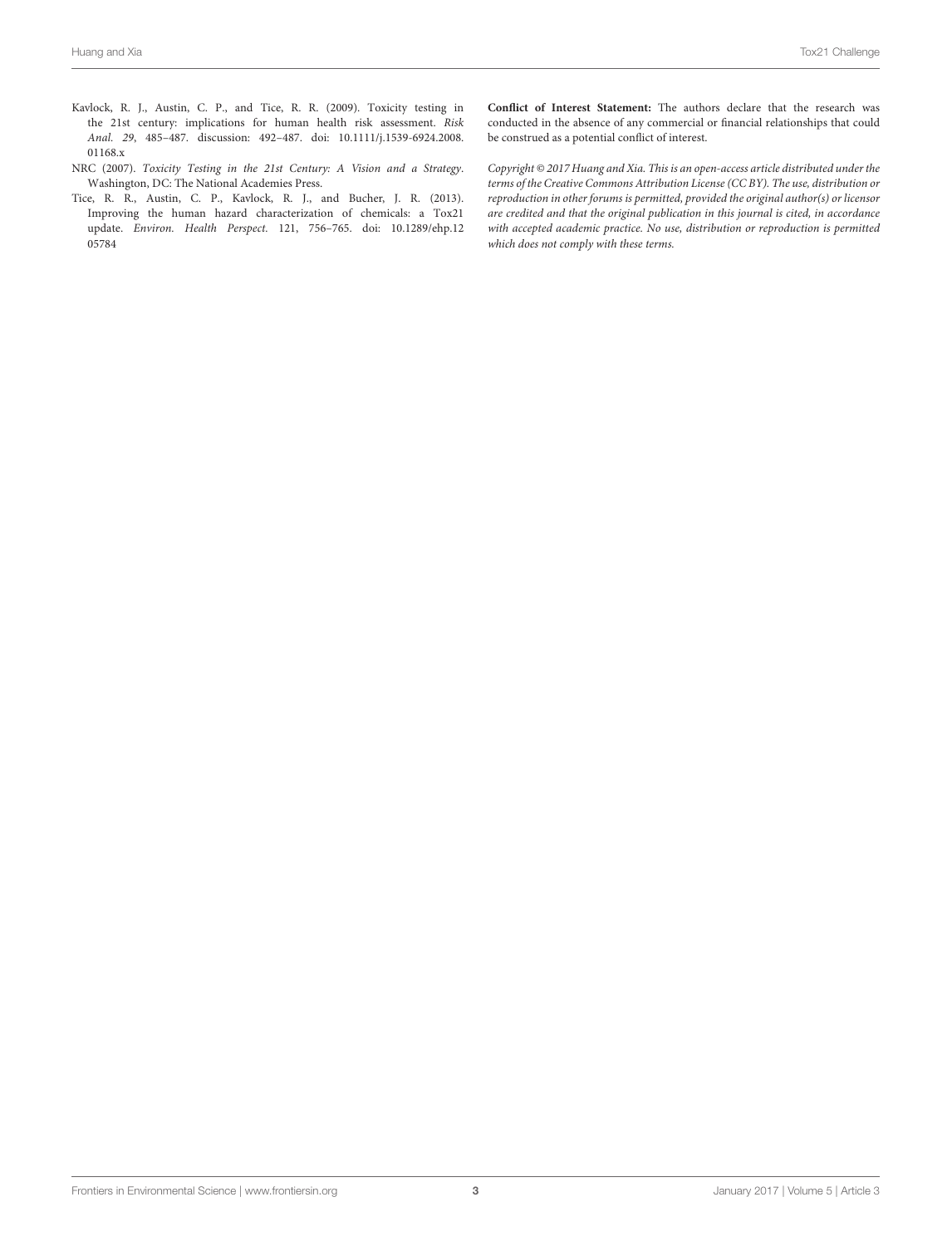Kavlock, R. J., Austin, C. P., and Tice, R. R. (2009). Toxicity testing in the 21st century: implications for human health risk assessment. *Risk Anal. 29*, 485–487. discussion: 492–487. doi: 10.1111/j.1539-6924.2008.01168.x

NRC (2007). *Toxicity Testing in the 21st Century: A Vision and a Strategy*. Washington, DC: The National Academies Press.

Tice, R. R., Austin, C. P., Kavlock, R. J., and Bucher, J. R. (2013). Improving the human hazard characterization of chemicals: a Tox21 update. *Environ. Health Perspect.* 121, 756–765. doi: 10.1289/ehp.1205784

**Conflict of Interest Statement:** The authors declare that the research was conducted in the absence of any commercial or financial relationships that could be construed as a potential conflict of interest.

*Copyright © 2017 Huang and Xia. This is an open-access article distributed under the terms of the Creative Commons Attribution License (CC BY). The use, distribution or reproduction in other forums is permitted, provided the original author(s) or licensor are credited and that the original publication in this journal is cited, in accordance with accepted academic practice. No use, distribution or reproduction is permitted which does not comply with these terms.*